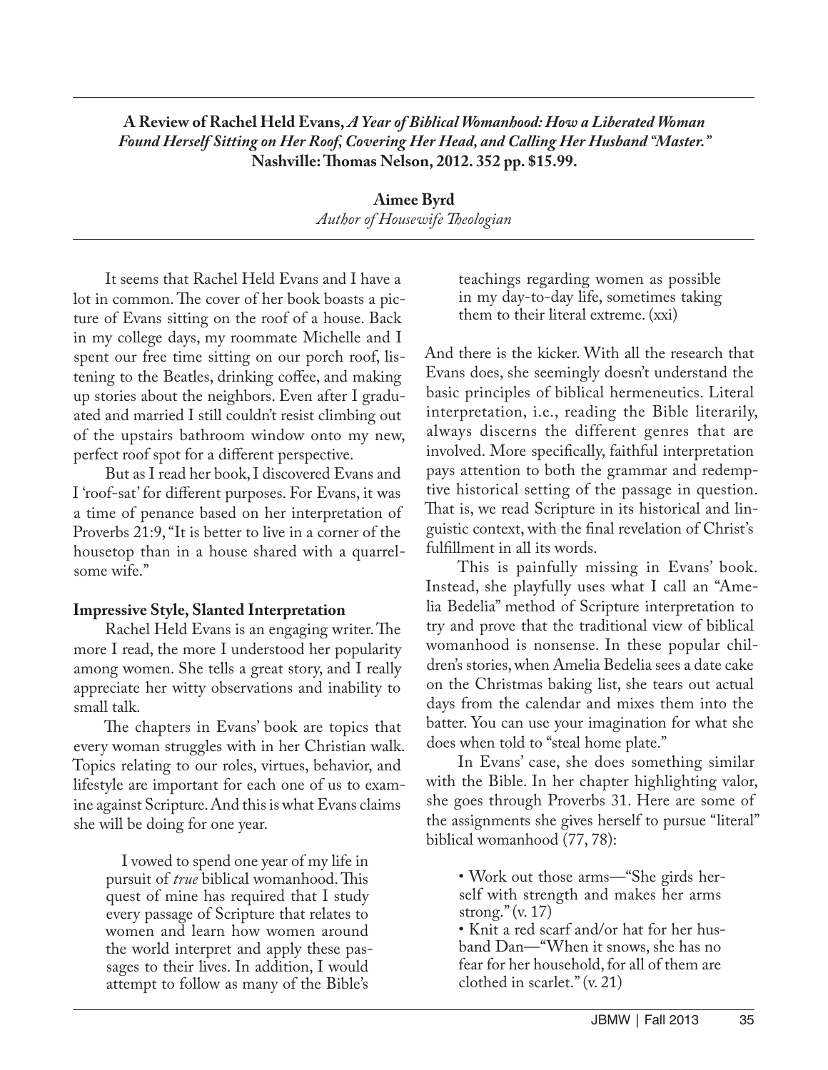**A Review of Rachel Held Evans, *A Year of Biblical Womanhood: How a Liberated Woman Found Herself Sitting on Her Roof, Covering Her Head, and Calling Her Husband "Master."* Nashville: Thomas Nelson, 2012. 352 pp. $15.99.**

**Aimee Byrd**
*Author of Housewife Theologian*

It seems that Rachel Held Evans and I have a lot in common. The cover of her book boasts a picture of Evans sitting on the roof of a house. Back in my college days, my roommate Michelle and I spent our free time sitting on our porch roof, listening to the Beatles, drinking coffee, and making up stories about the neighbors. Even after I graduated and married I still couldn't resist climbing out of the upstairs bathroom window onto my new, perfect roof spot for a different perspective.

But as I read her book, I discovered Evans and I 'roof-sat' for different purposes. For Evans, it was a time of penance based on her interpretation of Proverbs 21:9, "It is better to live in a corner of the housetop than in a house shared with a quarrelsome wife."

**Impressive Style, Slanted Interpretation**

Rachel Held Evans is an engaging writer. The more I read, the more I understood her popularity among women. She tells a great story, and I really appreciate her witty observations and inability to small talk.

The chapters in Evans' book are topics that every woman struggles with in her Christian walk. Topics relating to our roles, virtues, behavior, and lifestyle are important for each one of us to examine against Scripture. And this is what Evans claims she will be doing for one year.

> I vowed to spend one year of my life in pursuit of *true* biblical womanhood. This quest of mine has required that I study every passage of Scripture that relates to women and learn how women around the world interpret and apply these passages to their lives. In addition, I would attempt to follow as many of the Bible's teachings regarding women as possible in my day-to-day life, sometimes taking them to their literal extreme. (xxi)

And there is the kicker. With all the research that Evans does, she seemingly doesn't understand the basic principles of biblical hermeneutics. Literal interpretation, i.e., reading the Bible literarily, always discerns the different genres that are involved. More specifically, faithful interpretation pays attention to both the grammar and redemptive historical setting of the passage in question. That is, we read Scripture in its historical and linguistic context, with the final revelation of Christ's fulfillment in all its words.

This is painfully missing in Evans' book. Instead, she playfully uses what I call an "Amelia Bedelia" method of Scripture interpretation to try and prove that the traditional view of biblical womanhood is nonsense. In these popular children's stories, when Amelia Bedelia sees a date cake on the Christmas baking list, she tears out actual days from the calendar and mixes them into the batter. You can use your imagination for what she does when told to "steal home plate."

In Evans' case, she does something similar with the Bible. In her chapter highlighting valor, she goes through Proverbs 31. Here are some of the assignments she gives herself to pursue "literal" biblical womanhood (77, 78):

> • Work out those arms—"She girds herself with strength and makes her arms strong." (v. 17)
> • Knit a red scarf and/or hat for her husband Dan—"When it snows, she has no fear for her household, for all of them are clothed in scarlet." (v. 21)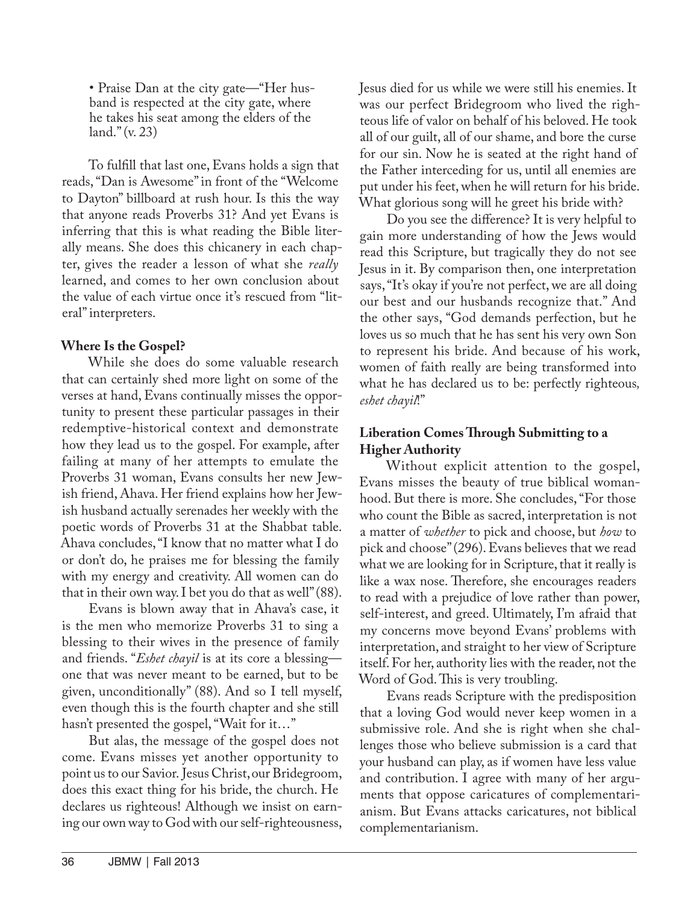- Praise Dan at the city gate—"Her husband is respected at the city gate, where he takes his seat among the elders of the land." (v. 23)

To fulfill that last one, Evans holds a sign that reads, "Dan is Awesome" in front of the "Welcome to Dayton" billboard at rush hour. Is this the way that anyone reads Proverbs 31? And yet Evans is inferring that this is what reading the Bible literally means. She does this chicanery in each chapter, gives the reader a lesson of what she *really* learned, and comes to her own conclusion about the value of each virtue once it's rescued from "literal" interpreters.

**Where Is the Gospel?**

While she does do some valuable research that can certainly shed more light on some of the verses at hand, Evans continually misses the opportunity to present these particular passages in their redemptive-historical context and demonstrate how they lead us to the gospel. For example, after failing at many of her attempts to emulate the Proverbs 31 woman, Evans consults her new Jewish friend, Ahava. Her friend explains how her Jewish husband actually serenades her weekly with the poetic words of Proverbs 31 at the Shabbat table. Ahava concludes, "I know that no matter what I do or don't do, he praises me for blessing the family with my energy and creativity. All women can do that in their own way. I bet you do that as well" (88).

Evans is blown away that in Ahava's case, it is the men who memorize Proverbs 31 to sing a blessing to their wives in the presence of family and friends. "*Eshet chayil* is at its core a blessing—one that was never meant to be earned, but to be given, unconditionally" (88). And so I tell myself, even though this is the fourth chapter and she still hasn't presented the gospel, "Wait for it…"

But alas, the message of the gospel does not come. Evans misses yet another opportunity to point us to our Savior. Jesus Christ, our Bridegroom, does this exact thing for his bride, the church. He declares us righteous! Although we insist on earning our own way to God with our self-righteousness, Jesus died for us while we were still his enemies. It was our perfect Bridegroom who lived the righteous life of valor on behalf of his beloved. He took all of our guilt, all of our shame, and bore the curse for our sin. Now he is seated at the right hand of the Father interceding for us, until all enemies are put under his feet, when he will return for his bride. What glorious song will he greet his bride with?

Do you see the difference? It is very helpful to gain more understanding of how the Jews would read this Scripture, but tragically they do not see Jesus in it. By comparison then, one interpretation says, "It's okay if you're not perfect, we are all doing our best and our husbands recognize that." And the other says, "God demands perfection, but he loves us so much that he has sent his very own Son to represent his bride. And because of his work, women of faith really are being transformed into what he has declared us to be: perfectly righteous, *eshet chayil*!"

**Liberation Comes Through Submitting to a Higher Authority**

Without explicit attention to the gospel, Evans misses the beauty of true biblical womanhood. But there is more. She concludes, "For those who count the Bible as sacred, interpretation is not a matter of *whether* to pick and choose, but *how* to pick and choose" (296). Evans believes that we read what we are looking for in Scripture, that it really is like a wax nose. Therefore, she encourages readers to read with a prejudice of love rather than power, self-interest, and greed. Ultimately, I'm afraid that my concerns move beyond Evans' problems with interpretation, and straight to her view of Scripture itself. For her, authority lies with the reader, not the Word of God. This is very troubling.

Evans reads Scripture with the predisposition that a loving God would never keep women in a submissive role. And she is right when she challenges those who believe submission is a card that your husband can play, as if women have less value and contribution. I agree with many of her arguments that oppose caricatures of complementarianism. But Evans attacks caricatures, not biblical complementarianism.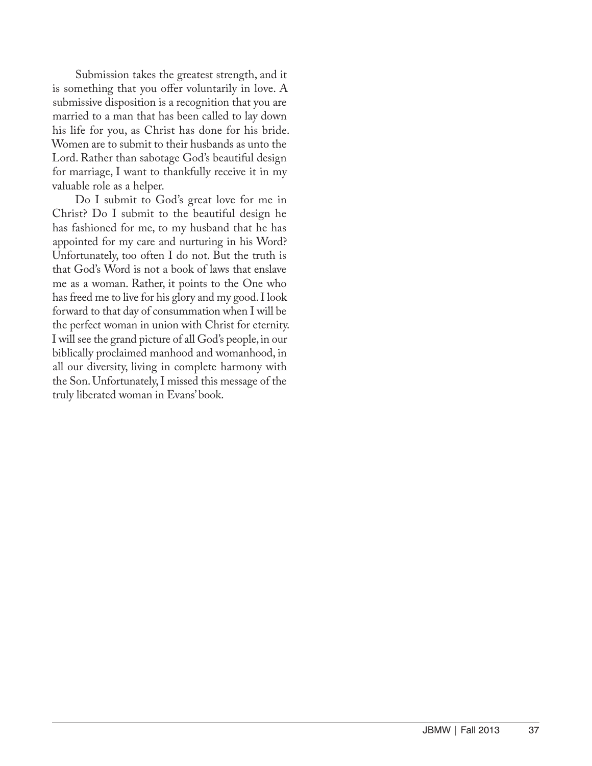Submission takes the greatest strength, and it is something that you offer voluntarily in love. A submissive disposition is a recognition that you are married to a man that has been called to lay down his life for you, as Christ has done for his bride. Women are to submit to their husbands as unto the Lord. Rather than sabotage God's beautiful design for marriage, I want to thankfully receive it in my valuable role as a helper.

Do I submit to God's great love for me in Christ? Do I submit to the beautiful design he has fashioned for me, to my husband that he has appointed for my care and nurturing in his Word? Unfortunately, too often I do not. But the truth is that God's Word is not a book of laws that enslave me as a woman. Rather, it points to the One who has freed me to live for his glory and my good. I look forward to that day of consummation when I will be the perfect woman in union with Christ for eternity. I will see the grand picture of all God's people, in our biblically proclaimed manhood and womanhood, in all our diversity, living in complete harmony with the Son. Unfortunately, I missed this message of the truly liberated woman in Evans' book.